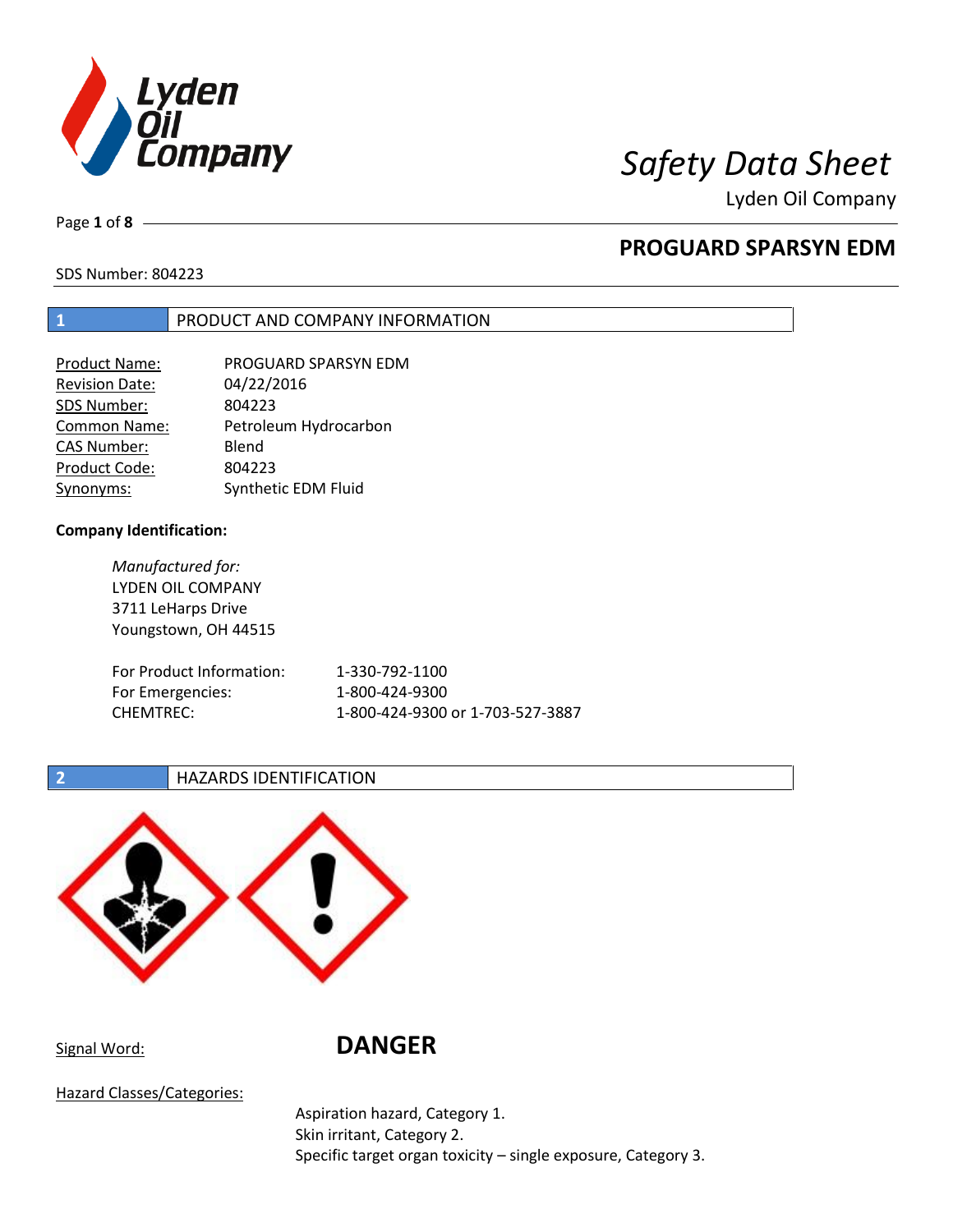# Safety Data Sheet

Lyden Oil Company

## PROGUARD SPARSYN EDM

SDS Number: 804223

## 1 PRODUCT AND COMPANY INFORMATION

| | |
|---|---|
| Product Name: | PROGUARD SPARSYN EDM |
| Revision Date: | 04/22/2016 |
| SDS Number: | 804223 |
| Common Name: | Petroleum Hydrocarbon |
| CAS Number: | Blend |
| Product Code: | 804223 |
| Synonyms: | Synthetic EDM Fluid |

**Company Identification:**

*Manufactured for:*
LYDEN OIL COMPANY
3711 LeHarps Drive
Youngstown, OH 44515

| | |
|---|---|
| For Product Information: | 1-330-792-1100 |
| For Emergencies: | 1-800-424-9300 |
| CHEMTREC: | 1-800-424-9300 or 1-703-527-3887 |

## 2 HAZARDS IDENTIFICATION

Signal Word: **DANGER**

Hazard Classes/Categories:

Aspiration hazard, Category 1.
Skin irritant, Category 2.
Specific target organ toxicity – single exposure, Category 3.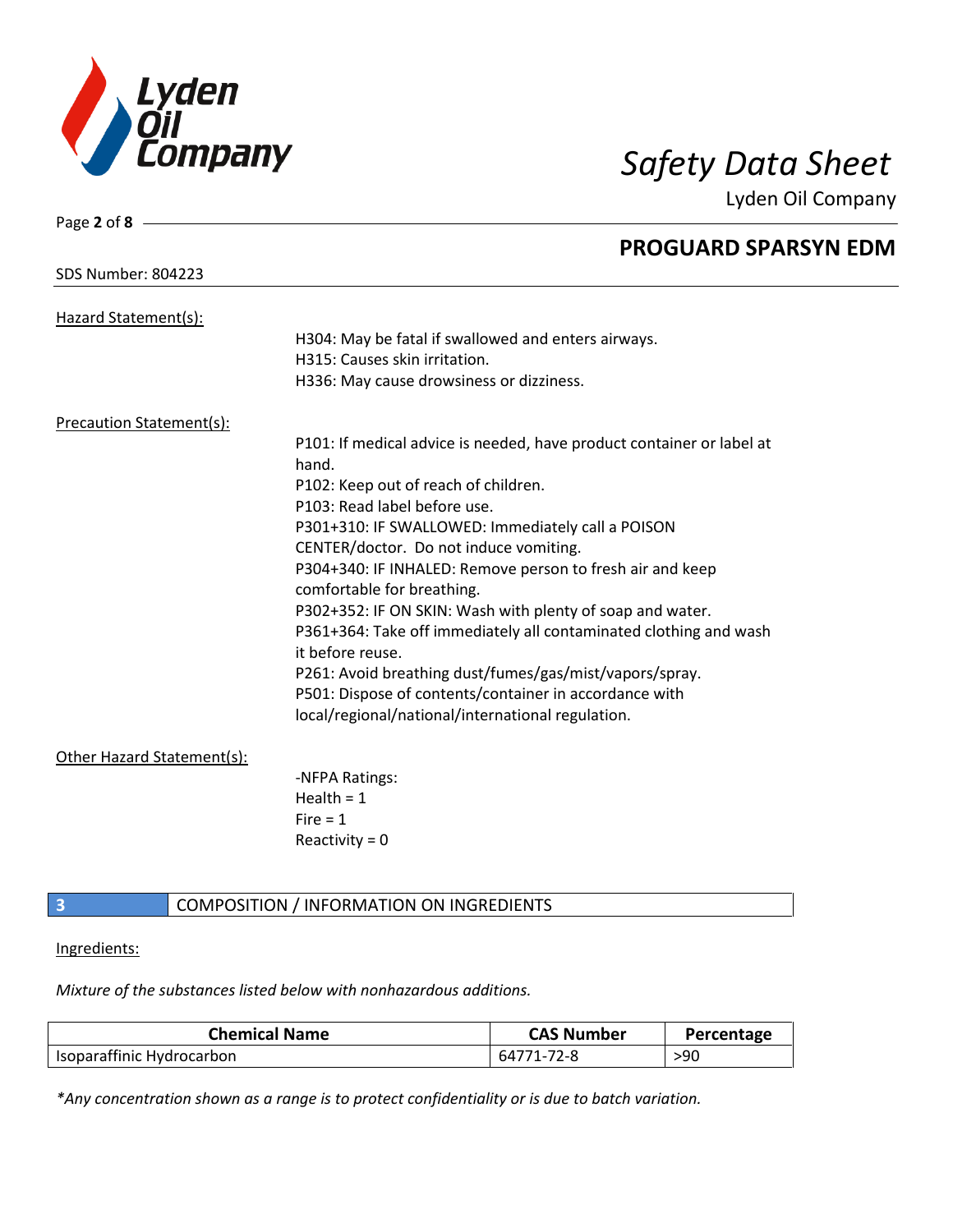Hazard Statement(s):

H304: May be fatal if swallowed and enters airways.
H315: Causes skin irritation.
H336: May cause drowsiness or dizziness.

Precaution Statement(s):

P101: If medical advice is needed, have product container or label at hand.
P102: Keep out of reach of children.
P103: Read label before use.
P301+310: IF SWALLOWED: Immediately call a POISON CENTER/doctor. Do not induce vomiting.
P304+340: IF INHALED: Remove person to fresh air and keep comfortable for breathing.
P302+352: IF ON SKIN: Wash with plenty of soap and water.
P361+364: Take off immediately all contaminated clothing and wash it before reuse.
P261: Avoid breathing dust/fumes/gas/mist/vapors/spray.
P501: Dispose of contents/container in accordance with local/regional/national/international regulation.

Other Hazard Statement(s):

-NFPA Ratings:
Health = 1
Fire = 1
Reactivity = 0

## 3 COMPOSITION / INFORMATION ON INGREDIENTS

Ingredients:

*Mixture of the substances listed below with nonhazardous additions.*

| Chemical Name | CAS Number | Percentage |
|---|---|---|
| Isoparaffinic Hydrocarbon | 64771-72-8 | >90 |

*\*Any concentration shown as a range is to protect confidentiality or is due to batch variation.*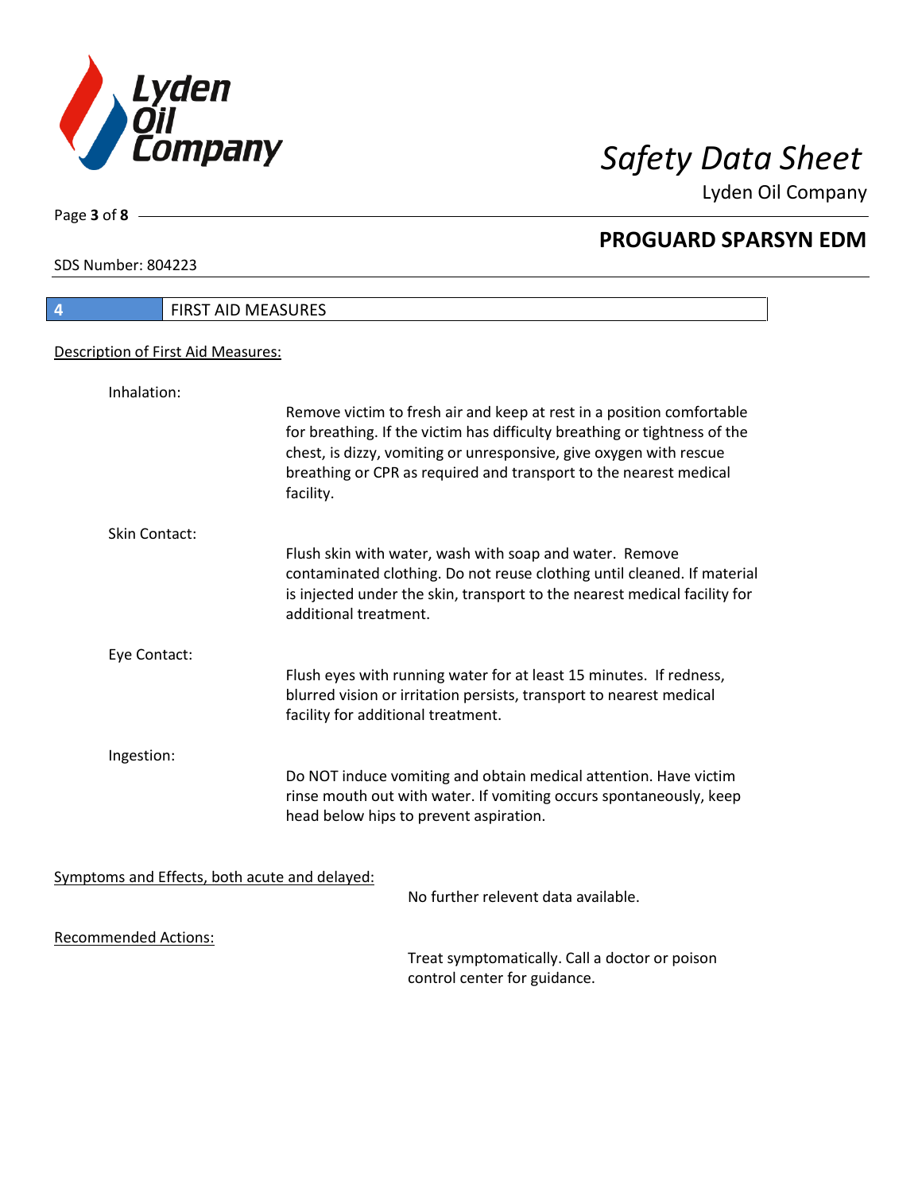## 4 FIRST AID MEASURES

Description of First Aid Measures:

**Inhalation:**

Remove victim to fresh air and keep at rest in a position comfortable for breathing. If the victim has difficulty breathing or tightness of the chest, is dizzy, vomiting or unresponsive, give oxygen with rescue breathing or CPR as required and transport to the nearest medical facility.

**Skin Contact:**

Flush skin with water, wash with soap and water. Remove contaminated clothing. Do not reuse clothing until cleaned. If material is injected under the skin, transport to the nearest medical facility for additional treatment.

**Eye Contact:**

Flush eyes with running water for at least 15 minutes. If redness, blurred vision or irritation persists, transport to nearest medical facility for additional treatment.

**Ingestion:**

Do NOT induce vomiting and obtain medical attention. Have victim rinse mouth out with water. If vomiting occurs spontaneously, keep head below hips to prevent aspiration.

Symptoms and Effects, both acute and delayed:

No further relevent data available.

Recommended Actions:

Treat symptomatically. Call a doctor or poison control center for guidance.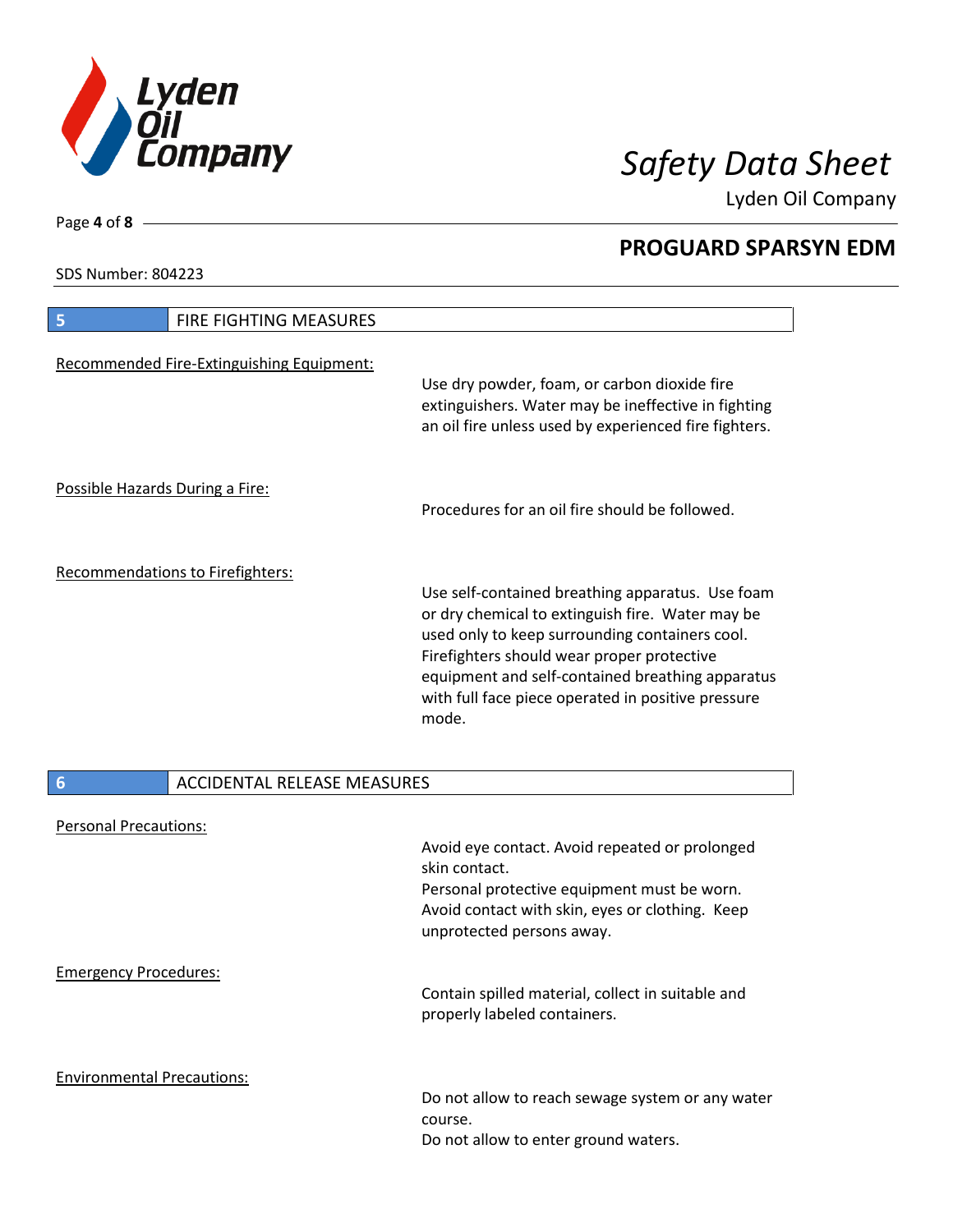## 5 FIRE FIGHTING MEASURES

**Recommended Fire-Extinguishing Equipment:**

Use dry powder, foam, or carbon dioxide fire extinguishers. Water may be ineffective in fighting an oil fire unless used by experienced fire fighters.

**Possible Hazards During a Fire:**

Procedures for an oil fire should be followed.

**Recommendations to Firefighters:**

Use self-contained breathing apparatus. Use foam or dry chemical to extinguish fire. Water may be used only to keep surrounding containers cool. Firefighters should wear proper protective equipment and self-contained breathing apparatus with full face piece operated in positive pressure mode.

## 6 ACCIDENTAL RELEASE MEASURES

**Personal Precautions:**

Avoid eye contact. Avoid repeated or prolonged skin contact.
Personal protective equipment must be worn.
Avoid contact with skin, eyes or clothing. Keep unprotected persons away.

**Emergency Procedures:**

Contain spilled material, collect in suitable and properly labeled containers.

**Environmental Precautions:**

Do not allow to reach sewage system or any water course.
Do not allow to enter ground waters.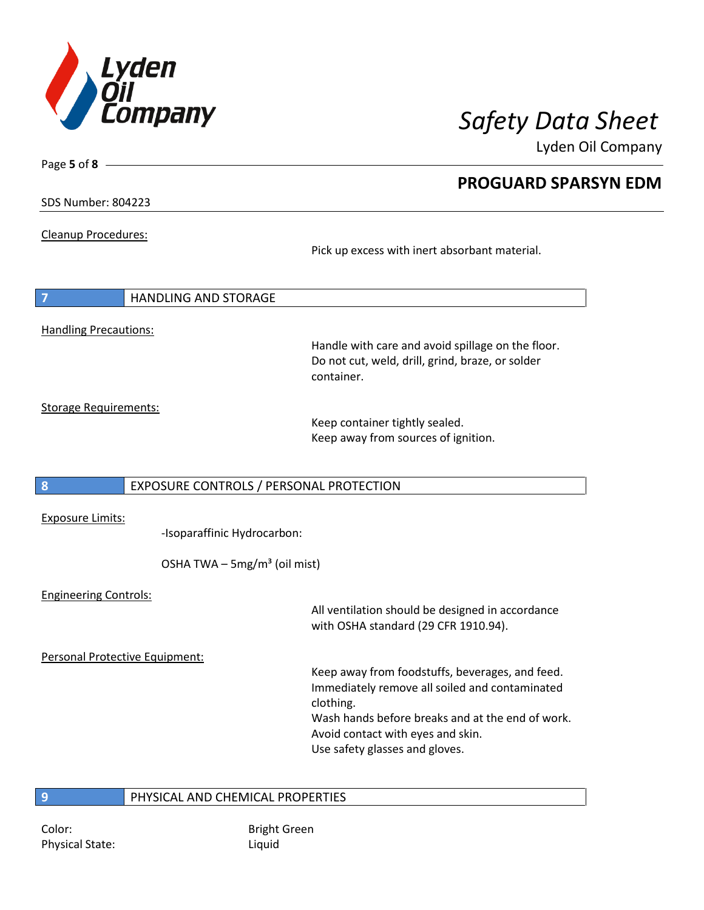Cleanup Procedures:

Pick up excess with inert absorbant material.

## 7 HANDLING AND STORAGE

Handling Precautions:

Handle with care and avoid spillage on the floor.
Do not cut, weld, drill, grind, braze, or solder container.

Storage Requirements:

Keep container tightly sealed.
Keep away from sources of ignition.

## 8 EXPOSURE CONTROLS / PERSONAL PROTECTION

Exposure Limits:

-Isoparaffinic Hydrocarbon:

OSHA TWA – 5mg/m³ (oil mist)

Engineering Controls:

All ventilation should be designed in accordance with OSHA standard (29 CFR 1910.94).

Personal Protective Equipment:

Keep away from foodstuffs, beverages, and feed.
Immediately remove all soiled and contaminated clothing.
Wash hands before breaks and at the end of work.
Avoid contact with eyes and skin.
Use safety glasses and gloves.

## 9 PHYSICAL AND CHEMICAL PROPERTIES

Color: Bright Green
Physical State: Liquid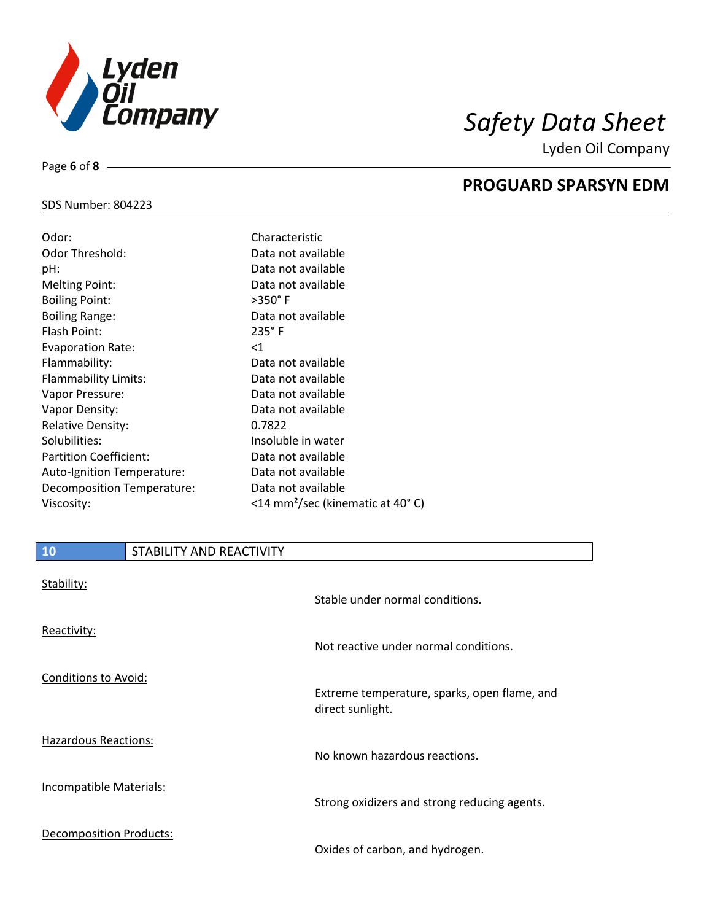| | |
|---|---|
| Odor: | Characteristic |
| Odor Threshold: | Data not available |
| pH: | Data not available |
| Melting Point: | Data not available |
| Boiling Point: | >350° F |
| Boiling Range: | Data not available |
| Flash Point: | 235° F |
| Evaporation Rate: | <1 |
| Flammability: | Data not available |
| Flammability Limits: | Data not available |
| Vapor Pressure: | Data not available |
| Vapor Density: | Data not available |
| Relative Density: | 0.7822 |
| Solubilities: | Insoluble in water |
| Partition Coefficient: | Data not available |
| Auto-Ignition Temperature: | Data not available |
| Decomposition Temperature: | Data not available |
| Viscosity: | <14 $mm^2$/sec (kinematic at 40° C) |

## 10 STABILITY AND REACTIVITY

Stability:

Stable under normal conditions.

Reactivity:

Not reactive under normal conditions.

Conditions to Avoid:

Extreme temperature, sparks, open flame, and direct sunlight.

Hazardous Reactions:

No known hazardous reactions.

Incompatible Materials:

Strong oxidizers and strong reducing agents.

Decomposition Products:

Oxides of carbon, and hydrogen.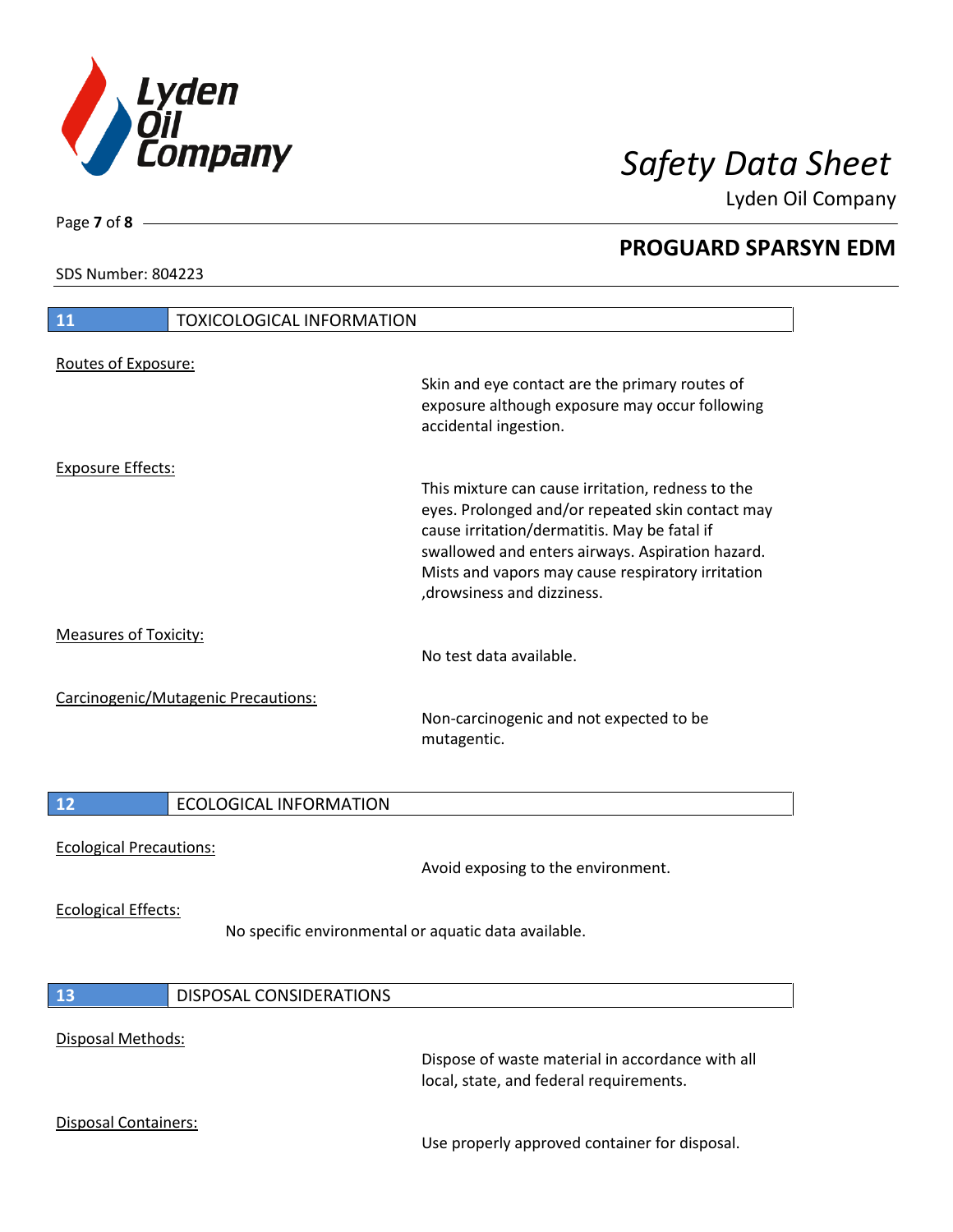## 11 TOXICOLOGICAL INFORMATION

Routes of Exposure:

Skin and eye contact are the primary routes of exposure although exposure may occur following accidental ingestion.

Exposure Effects:

This mixture can cause irritation, redness to the eyes. Prolonged and/or repeated skin contact may cause irritation/dermatitis. May be fatal if swallowed and enters airways. Aspiration hazard. Mists and vapors may cause respiratory irritation ,drowsiness and dizziness.

Measures of Toxicity:

No test data available.

Carcinogenic/Mutagenic Precautions:

Non-carcinogenic and not expected to be mutagentic.

## 12 ECOLOGICAL INFORMATION

Ecological Precautions:

Avoid exposing to the environment.

Ecological Effects:

No specific environmental or aquatic data available.

## 13 DISPOSAL CONSIDERATIONS

Disposal Methods:

Dispose of waste material in accordance with all local, state, and federal requirements.

Disposal Containers:

Use properly approved container for disposal.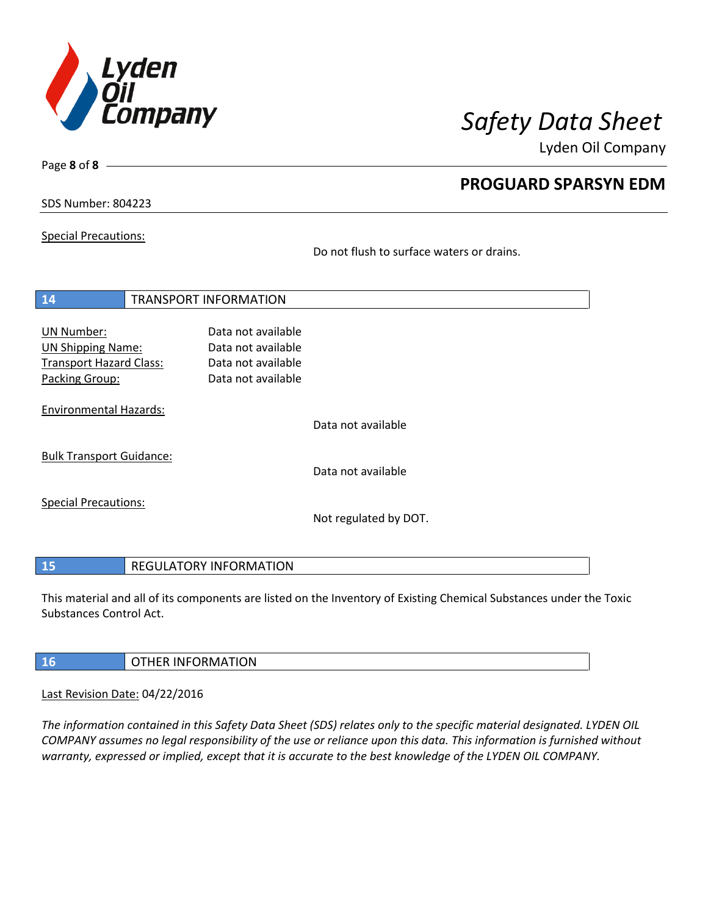Special Precautions:

Do not flush to surface waters or drains.

## 14 TRANSPORT INFORMATION

| | |
|---|---|
| UN Number: | Data not available |
| UN Shipping Name: | Data not available |
| Transport Hazard Class: | Data not available |
| Packing Group: | Data not available |

Environmental Hazards:

Data not available

Bulk Transport Guidance:

Data not available

Special Precautions:

Not regulated by DOT.

## 15 REGULATORY INFORMATION

This material and all of its components are listed on the Inventory of Existing Chemical Substances under the Toxic Substances Control Act.

## 16 OTHER INFORMATION

Last Revision Date: 04/22/2016

*The information contained in this Safety Data Sheet (SDS) relates only to the specific material designated. LYDEN OIL COMPANY assumes no legal responsibility of the use or reliance upon this data. This information is furnished without warranty, expressed or implied, except that it is accurate to the best knowledge of the LYDEN OIL COMPANY.*